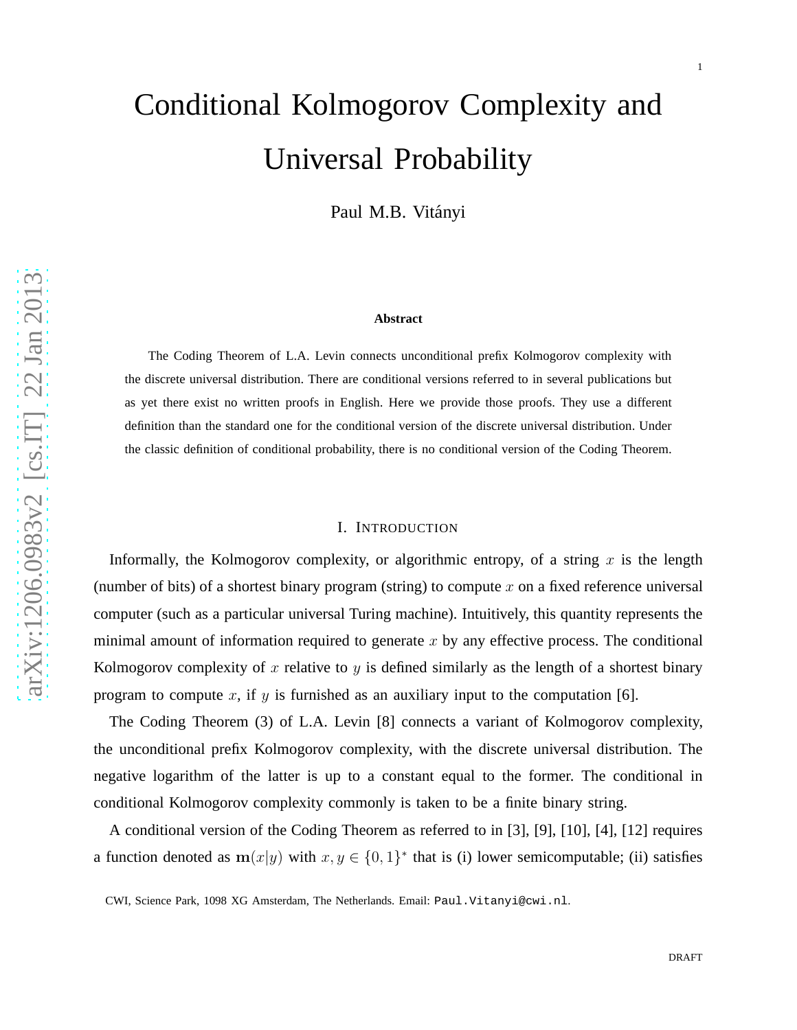# Conditional Kolmogorov Complexity and Universal Probability

Paul M.B. Vitányi

**Abstract**

The Coding Theorem of L.A. Levin connects unconditional prefix Kolmogorov complexity with the discrete universal distribution. There are conditional versions referred to in several publications but as yet there exist no written proofs in English. Here we provide those proofs. They use a different definition than the standard one for the conditional version of the discrete universal distribution. Under the classic definition of conditional probability, there is no conditional version of the Coding Theorem.

## I. Introduction

Informally, the Kolmogorov complexity, or algorithmic entropy, of a string $x$ is the length (number of bits) of a shortest binary program (string) to compute $x$ on a fixed reference universal computer (such as a particular universal Turing machine). Intuitively, this quantity represents the minimal amount of information required to generate $x$ by any effective process. The conditional Kolmogorov complexity of $x$ relative to $y$ is defined similarly as the length of a shortest binary program to compute $x$, if $y$ is furnished as an auxiliary input to the computation [6].

The Coding Theorem (3) of L.A. Levin [8] connects a variant of Kolmogorov complexity, the unconditional prefix Kolmogorov complexity, with the discrete universal distribution. The negative logarithm of the latter is up to a constant equal to the former. The conditional in conditional Kolmogorov complexity commonly is taken to be a finite binary string.

A conditional version of the Coding Theorem as referred to in [3], [9], [10], [4], [12] requires a function denoted as $\mathbf{m}(x|y)$ with $x, y \in \{0,1\}^*$ that is (i) lower semicomputable; (ii) satisfies

CWI, Science Park, 1098 XG Amsterdam, The Netherlands. Email: Paul.Vitanyi@cwi.nl.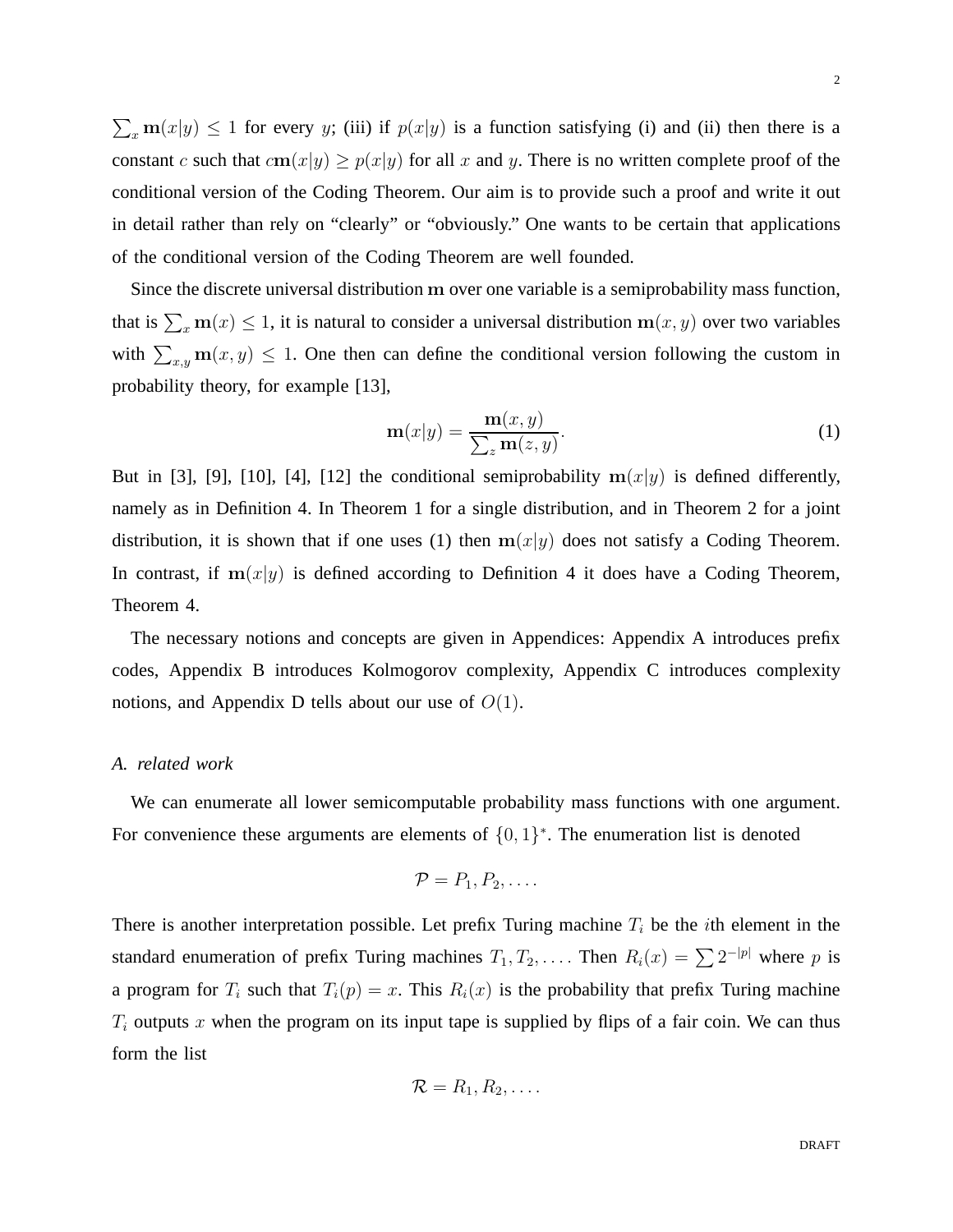$\sum_x \mathbf{m}(x|y) \leq 1$ for every $y$; (iii) if $p(x|y)$ is a function satisfying (i) and (ii) then there is a constant $c$ such that $c\mathbf{m}(x|y) \geq p(x|y)$ for all $x$ and $y$. There is no written complete proof of the conditional version of the Coding Theorem. Our aim is to provide such a proof and write it out in detail rather than rely on "clearly" or "obviously." One wants to be certain that applications of the conditional version of the Coding Theorem are well founded.

Since the discrete universal distribution $\mathbf{m}$ over one variable is a semiprobability mass function, that is $\sum_x \mathbf{m}(x) \leq 1$, it is natural to consider a universal distribution $\mathbf{m}(x, y)$ over two variables with $\sum_{x,y} \mathbf{m}(x, y) \leq 1$. One then can define the conditional version following the custom in probability theory, for example [13],

$$\mathbf{m}(x|y) = \frac{\mathbf{m}(x, y)}{\sum_z \mathbf{m}(z, y)}. \tag{1}$$

But in [3], [9], [10], [4], [12] the conditional semiprobability $\mathbf{m}(x|y)$ is defined differently, namely as in Definition 4. In Theorem 1 for a single distribution, and in Theorem 2 for a joint distribution, it is shown that if one uses (1) then $\mathbf{m}(x|y)$ does not satisfy a Coding Theorem. In contrast, if $\mathbf{m}(x|y)$ is defined according to Definition 4 it does have a Coding Theorem, Theorem 4.

The necessary notions and concepts are given in Appendices: Appendix A introduces prefix codes, Appendix B introduces Kolmogorov complexity, Appendix C introduces complexity notions, and Appendix D tells about our use of $O(1)$.

### A. *related work*

We can enumerate all lower semicomputable probability mass functions with one argument. For convenience these arguments are elements of $\{0, 1\}^*$. The enumeration list is denoted

$$\mathcal{P} = P_1, P_2, \ldots .$$

There is another interpretation possible. Let prefix Turing machine $T_i$ be the $i$th element in the standard enumeration of prefix Turing machines $T_1, T_2, \ldots$. Then $R_i(x) = \sum 2^{-|p|}$ where $p$ is a program for $T_i$ such that $T_i(p) = x$. This $R_i(x)$ is the probability that prefix Turing machine $T_i$ outputs $x$ when the program on its input tape is supplied by flips of a fair coin. We can thus form the list

$$\mathcal{R} = R_1, R_2, \ldots .$$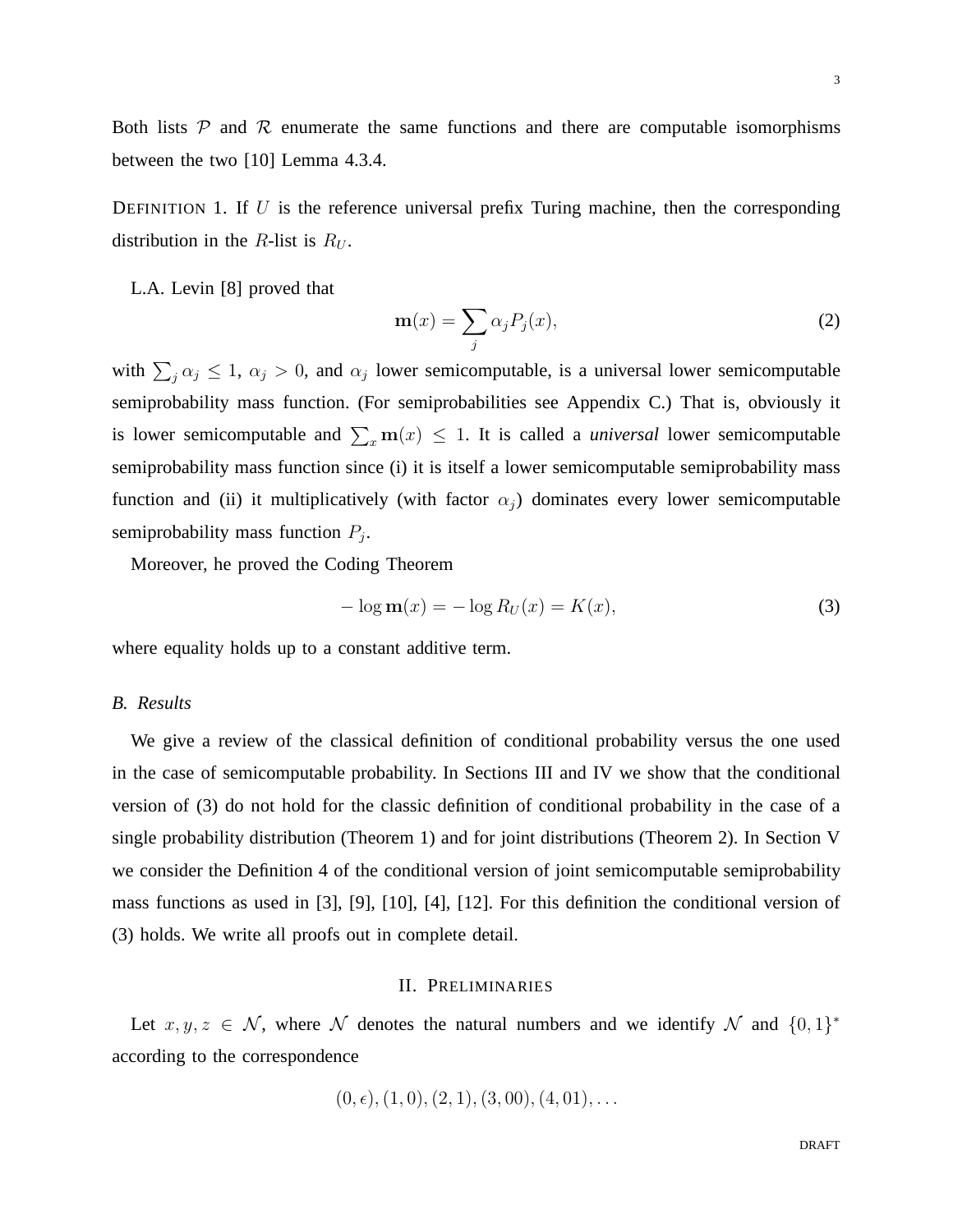Both lists $\mathcal{P}$ and $\mathcal{R}$ enumerate the same functions and there are computable isomorphisms between the two [10] Lemma 4.3.4.

DEFINITION 1. If $U$ is the reference universal prefix Turing machine, then the corresponding distribution in the $R$-list is $R_U$.

L.A. Levin [8] proved that

$$\mathbf{m}(x) = \sum_j \alpha_j P_j(x), \tag{2}$$

with $\sum_j \alpha_j \leq 1$, $\alpha_j > 0$, and $\alpha_j$ lower semicomputable, is a universal lower semicomputable semiprobability mass function. (For semiprobabilities see Appendix C.) That is, obviously it is lower semicomputable and $\sum_x \mathbf{m}(x) \leq 1$. It is called a ***universal*** lower semicomputable semiprobability mass function since (i) it is itself a lower semicomputable semiprobability mass function and (ii) it multiplicatively (with factor $\alpha_j$) dominates every lower semicomputable semiprobability mass function $P_j$.

Moreover, he proved the Coding Theorem

$$-\log \mathbf{m}(x) = -\log R_U(x) = K(x), \tag{3}$$

where equality holds up to a constant additive term.

### *B. Results*

We give a review of the classical definition of conditional probability versus the one used in the case of semicomputable probability. In Sections III and IV we show that the conditional version of (3) do not hold for the classic definition of conditional probability in the case of a single probability distribution (Theorem 1) and for joint distributions (Theorem 2). In Section V we consider the Definition 4 of the conditional version of joint semicomputable semiprobability mass functions as used in [3], [9], [10], [4], [12]. For this definition the conditional version of (3) holds. We write all proofs out in complete detail.

## II. PRELIMINARIES

Let $x, y, z \in \mathcal{N}$, where $\mathcal{N}$ denotes the natural numbers and we identify $\mathcal{N}$ and $\{0,1\}^*$ according to the correspondence

$$(0, \epsilon), (1, 0), (2, 1), (3, 00), (4, 01), \ldots$$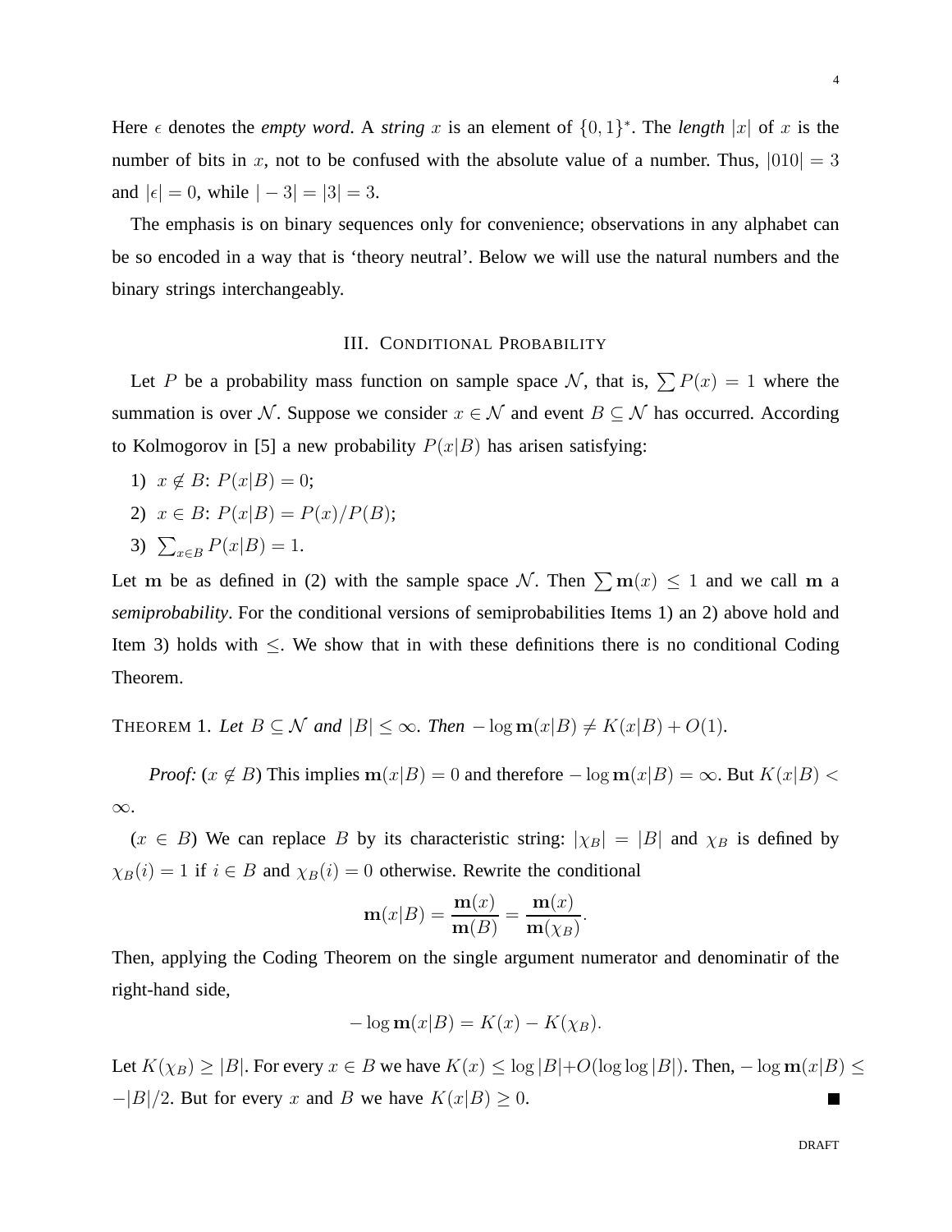Here $\epsilon$ denotes the *empty word*. A *string* $x$ is an element of $\{0,1\}^*$. The *length* $|x|$ of $x$ is the number of bits in $x$, not to be confused with the absolute value of a number. Thus, $|010| = 3$ and $|\epsilon| = 0$, while $|-3| = |3| = 3$.

The emphasis is on binary sequences only for convenience; observations in any alphabet can be so encoded in a way that is 'theory neutral'. Below we will use the natural numbers and the binary strings interchangeably.

## III. Conditional Probability

Let $P$ be a probability mass function on sample space $\mathcal{N}$, that is, $\sum P(x) = 1$ where the summation is over $\mathcal{N}$. Suppose we consider $x \in \mathcal{N}$ and event $B \subseteq \mathcal{N}$ has occurred. According to Kolmogorov in [5] a new probability $P(x|B)$ has arisen satisfying:

1) $x \notin B$: $P(x|B) = 0$;
2) $x \in B$: $P(x|B) = P(x)/P(B)$;
3) $\sum_{x \in B} P(x|B) = 1$.

Let $\mathbf{m}$ be as defined in (2) with the sample space $\mathcal{N}$. Then $\sum \mathbf{m}(x) \leq 1$ and we call $\mathbf{m}$ a *semiprobability*. For the conditional versions of semiprobabilities Items 1) an 2) above hold and Item 3) holds with $\leq$. We show that in with these definitions there is no conditional Coding Theorem.

THEOREM 1. *Let $B \subseteq \mathcal{N}$ and $|B| \leq \infty$. Then $-\log \mathbf{m}(x|B) \neq K(x|B) + O(1)$.*

*Proof:* ($x \notin B$) This implies $\mathbf{m}(x|B) = 0$ and therefore $-\log \mathbf{m}(x|B) = \infty$. But $K(x|B) < \infty$.

($x \in B$) We can replace $B$ by its characteristic string: $|\chi_B| = |B|$ and $\chi_B$ is defined by $\chi_B(i) = 1$ if $i \in B$ and $\chi_B(i) = 0$ otherwise. Rewrite the conditional

$$\mathbf{m}(x|B) = \frac{\mathbf{m}(x)}{\mathbf{m}(B)} = \frac{\mathbf{m}(x)}{\mathbf{m}(\chi_B)}.$$

Then, applying the Coding Theorem on the single argument numerator and denominatir of the right-hand side,

$$-\log \mathbf{m}(x|B) = K(x) - K(\chi_B).$$

Let $K(\chi_B) \geq |B|$. For every $x \in B$ we have $K(x) \leq \log |B| + O(\log \log |B|)$. Then, $-\log \mathbf{m}(x|B) \leq -|B|/2$. But for every $x$ and $B$ we have $K(x|B) \geq 0$. ∎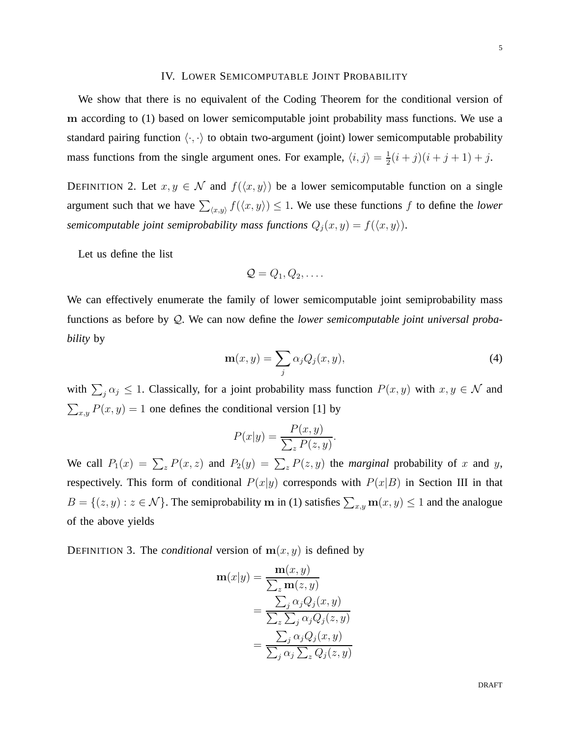## IV. Lower Semicomputable Joint Probability

We show that there is no equivalent of the Coding Theorem for the conditional version of $\mathbf{m}$ according to (1) based on lower semicomputable joint probability mass functions. We use a standard pairing function $\langle \cdot, \cdot \rangle$ to obtain two-argument (joint) lower semicomputable probability mass functions from the single argument ones. For example, $\langle i, j \rangle = \frac{1}{2}(i+j)(i+j+1)+j$.

DEFINITION 2. Let $x, y \in \mathcal{N}$ and $f(\langle x, y \rangle)$ be a lower semicomputable function on a single argument such that we have $\sum_{\langle x,y \rangle} f(\langle x, y \rangle) \leq 1$. We use these functions $f$ to define the *lower semicomputable joint semiprobability mass functions* $Q_j(x, y) = f(\langle x, y \rangle)$.

Let us define the list

$$\mathcal{Q} = Q_1, Q_2, \ldots .$$

We can effectively enumerate the family of lower semicomputable joint semiprobability mass functions as before by $\mathcal{Q}$. We can now define the *lower semicomputable joint universal probability* by

$$\mathbf{m}(x, y) = \sum_j \alpha_j Q_j(x, y), \tag{4}$$

with $\sum_j \alpha_j \leq 1$. Classically, for a joint probability mass function $P(x, y)$ with $x, y \in \mathcal{N}$ and $\sum_{x,y} P(x, y) = 1$ one defines the conditional version [1] by

$$P(x|y) = \frac{P(x, y)}{\sum_z P(z, y)}.$$

We call $P_1(x) = \sum_z P(x, z)$ and $P_2(y) = \sum_z P(z, y)$ the *marginal* probability of $x$ and $y$, respectively. This form of conditional $P(x|y)$ corresponds with $P(x|B)$ in Section III in that $B = \{(z, y) : z \in \mathcal{N}\}$. The semiprobability $\mathbf{m}$ in (1) satisfies $\sum_{x,y} \mathbf{m}(x, y) \leq 1$ and the analogue of the above yields

DEFINITION 3. The *conditional* version of $\mathbf{m}(x, y)$ is defined by

$$\begin{aligned}
\mathbf{m}(x|y) &= \frac{\mathbf{m}(x, y)}{\sum_z \mathbf{m}(z, y)} \\
&= \frac{\sum_j \alpha_j Q_j(x, y)}{\sum_z \sum_j \alpha_j Q_j(z, y)} \\
&= \frac{\sum_j \alpha_j Q_j(x, y)}{\sum_j \alpha_j \sum_z Q_j(z, y)}
\end{aligned}$$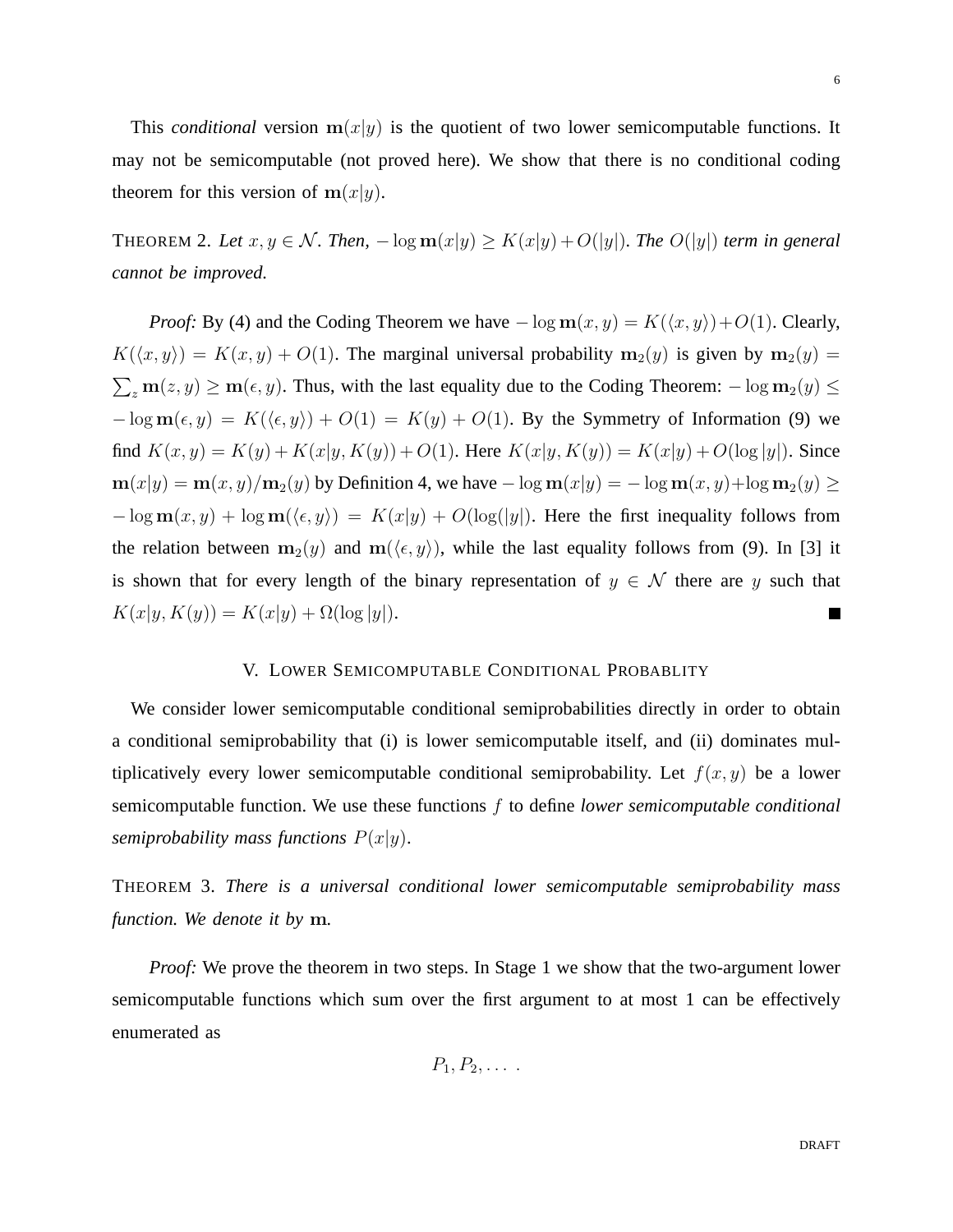This *conditional* version $\mathbf{m}(x|y)$ is the quotient of two lower semicomputable functions. It may not be semicomputable (not proved here). We show that there is no conditional coding theorem for this version of $\mathbf{m}(x|y)$.

THEOREM 2. *Let $x, y \in \mathcal{N}$. Then, $-\log \mathbf{m}(x|y) \geq K(x|y) + O(|y|)$. The $O(|y|)$ term in general cannot be improved.*

*Proof:* By (4) and the Coding Theorem we have $-\log \mathbf{m}(x, y) = K(\langle x, y \rangle) + O(1)$. Clearly, $K(\langle x, y \rangle) = K(x, y) + O(1)$. The marginal universal probability $\mathbf{m}_2(y)$ is given by $\mathbf{m}_2(y) = \sum_z \mathbf{m}(z, y) \geq \mathbf{m}(\epsilon, y)$. Thus, with the last equality due to the Coding Theorem: $-\log \mathbf{m}_2(y) \leq -\log \mathbf{m}(\epsilon, y) = K(\langle \epsilon, y \rangle) + O(1) = K(y) + O(1)$. By the Symmetry of Information (9) we find $K(x, y) = K(y) + K(x|y, K(y)) + O(1)$. Here $K(x|y, K(y)) = K(x|y) + O(\log |y|)$. Since $\mathbf{m}(x|y) = \mathbf{m}(x, y)/\mathbf{m}_2(y)$ by Definition 4, we have $-\log \mathbf{m}(x|y) = -\log \mathbf{m}(x, y) + \log \mathbf{m}_2(y) \geq -\log \mathbf{m}(x, y) + \log \mathbf{m}(\langle \epsilon, y \rangle) = K(x|y) + O(\log(|y|)$. Here the first inequality follows from the relation between $\mathbf{m}_2(y)$ and $\mathbf{m}(\langle \epsilon, y \rangle)$, while the last equality follows from (9). In [3] it is shown that for every length of the binary representation of $y \in \mathcal{N}$ there are $y$ such that $K(x|y, K(y)) = K(x|y) + \Omega(\log |y|)$. ∎

## V. Lower Semicomputable Conditional Probablity

We consider lower semicomputable conditional semiprobabilities directly in order to obtain a conditional semiprobability that (i) is lower semicomputable itself, and (ii) dominates multiplicatively every lower semicomputable conditional semiprobability. Let $f(x, y)$ be a lower semicomputable function. We use these functions $f$ to define *lower semicomputable conditional semiprobability mass functions* $P(x|y)$.

THEOREM 3. *There is a universal conditional lower semicomputable semiprobability mass function. We denote it by* $\mathbf{m}$.

*Proof:* We prove the theorem in two steps. In Stage 1 we show that the two-argument lower semicomputable functions which sum over the first argument to at most 1 can be effectively enumerated as

$$P_1, P_2, \ldots .$$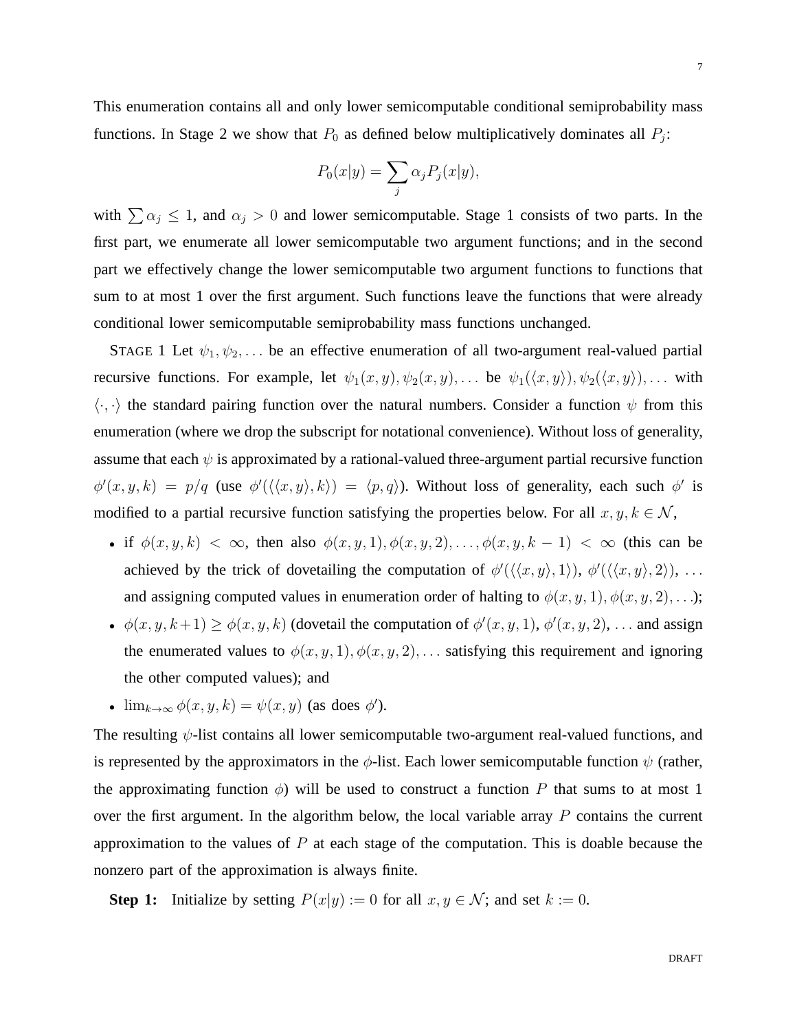This enumeration contains all and only lower semicomputable conditional semiprobability mass functions. In Stage 2 we show that $P_0$ as defined below multiplicatively dominates all $P_j$:

$$P_0(x|y) = \sum_j \alpha_j P_j(x|y),$$

with $\sum \alpha_j \leq 1$, and $\alpha_j > 0$ and lower semicomputable. Stage 1 consists of two parts. In the first part, we enumerate all lower semicomputable two argument functions; and in the second part we effectively change the lower semicomputable two argument functions to functions that sum to at most 1 over the first argument. Such functions leave the functions that were already conditional lower semicomputable semiprobability mass functions unchanged.

STAGE 1 Let $\psi_1, \psi_2, \ldots$ be an effective enumeration of all two-argument real-valued partial recursive functions. For example, let $\psi_1(x,y), \psi_2(x,y), \ldots$ be $\psi_1(\langle x,y \rangle), \psi_2(\langle x,y \rangle), \ldots$ with $\langle \cdot, \cdot \rangle$ the standard pairing function over the natural numbers. Consider a function $\psi$ from this enumeration (where we drop the subscript for notational convenience). Without loss of generality, assume that each $\psi$ is approximated by a rational-valued three-argument partial recursive function $\phi'(x,y,k) = p/q$ (use $\phi'(\langle \langle x,y \rangle, k \rangle) = \langle p,q \rangle$). Without loss of generality, each such $\phi'$ is modified to a partial recursive function satisfying the properties below. For all $x,y,k \in \mathcal{N}$,

- if $\phi(x,y,k) < \infty$, then also $\phi(x,y,1), \phi(x,y,2), \ldots, \phi(x,y,k-1) < \infty$ (this can be achieved by the trick of dovetailing the computation of $\phi'(\langle \langle x,y \rangle, 1 \rangle)$, $\phi'(\langle \langle x,y \rangle, 2 \rangle)$, $\ldots$ and assigning computed values in enumeration order of halting to $\phi(x,y,1), \phi(x,y,2), \ldots$);
- $\phi(x,y,k+1) \geq \phi(x,y,k)$ (dovetail the computation of $\phi'(x,y,1)$, $\phi'(x,y,2)$, $\ldots$ and assign the enumerated values to $\phi(x,y,1), \phi(x,y,2), \ldots$ satisfying this requirement and ignoring the other computed values); and
- $\lim_{k \to \infty} \phi(x,y,k) = \psi(x,y)$ (as does $\phi'$).

The resulting $\psi$-list contains all lower semicomputable two-argument real-valued functions, and is represented by the approximators in the $\phi$-list. Each lower semicomputable function $\psi$ (rather, the approximating function $\phi$) will be used to construct a function $P$ that sums to at most 1 over the first argument. In the algorithm below, the local variable array $P$ contains the current approximation to the values of $P$ at each stage of the computation. This is doable because the nonzero part of the approximation is always finite.

**Step 1:** Initialize by setting $P(x|y) := 0$ for all $x, y \in \mathcal{N}$; and set $k := 0$.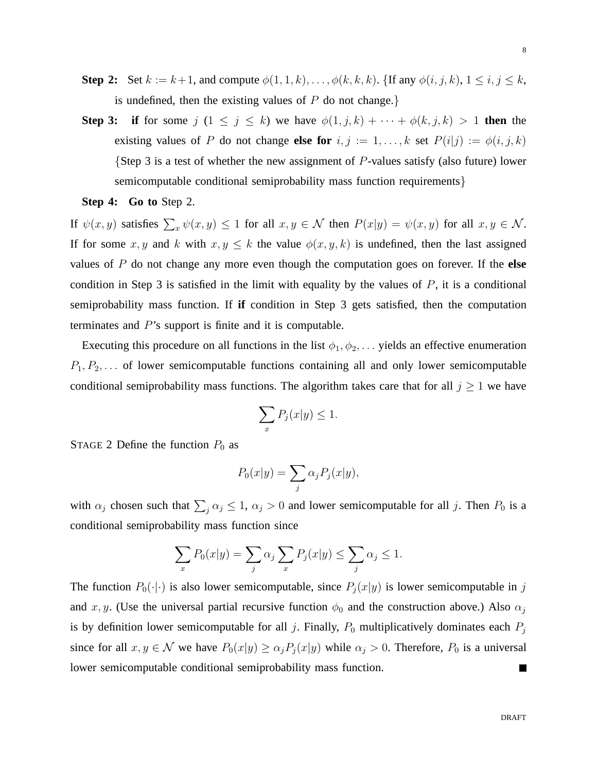**Step 2:** Set $k := k+1$, and compute $\phi(1,1,k), \ldots, \phi(k,k,k)$. {If any $\phi(i,j,k)$, $1 \leq i,j \leq k$, is undefined, then the existing values of $P$ do not change.}

**Step 3:** **if** for some $j$ ($1 \leq j \leq k$) we have $\phi(1,j,k) + \cdots + \phi(k,j,k) > 1$ **then** the existing values of $P$ do not change **else for** $i,j := 1,\ldots,k$ set $P(i|j) := \phi(i,j,k)$ {Step 3 is a test of whether the new assignment of $P$-values satisfy (also future) lower semicomputable conditional semiprobability mass function requirements}

**Step 4:** **Go to** Step 2.

If $\psi(x,y)$ satisfies $\sum_x \psi(x,y) \leq 1$ for all $x,y \in \mathcal{N}$ then $P(x|y) = \psi(x,y)$ for all $x,y \in \mathcal{N}$. If for some $x,y$ and $k$ with $x,y \leq k$ the value $\phi(x,y,k)$ is undefined, then the last assigned values of $P$ do not change any more even though the computation goes on forever. If the **else** condition in Step 3 is satisfied in the limit with equality by the values of $P$, it is a conditional semiprobability mass function. If **if** condition in Step 3 gets satisfied, then the computation terminates and $P$'s support is finite and it is computable.

Executing this procedure on all functions in the list $\phi_1, \phi_2, \ldots$ yields an effective enumeration $P_1, P_2, \ldots$ of lower semicomputable functions containing all and only lower semicomputable conditional semiprobability mass functions. The algorithm takes care that for all $j \geq 1$ we have

$$\sum_x P_j(x|y) \leq 1.$$

STAGE 2 Define the function $P_0$ as

$$P_0(x|y) = \sum_j \alpha_j P_j(x|y),$$

with $\alpha_j$ chosen such that $\sum_j \alpha_j \leq 1$, $\alpha_j > 0$ and lower semicomputable for all $j$. Then $P_0$ is a conditional semiprobability mass function since

$$\sum_x P_0(x|y) = \sum_j \alpha_j \sum_x P_j(x|y) \leq \sum_j \alpha_j \leq 1.$$

The function $P_0(\cdot|\cdot)$ is also lower semicomputable, since $P_j(x|y)$ is lower semicomputable in $j$ and $x,y$. (Use the universal partial recursive function $\phi_0$ and the construction above.) Also $\alpha_j$ is by definition lower semicomputable for all $j$. Finally, $P_0$ multiplicatively dominates each $P_j$ since for all $x,y \in \mathcal{N}$ we have $P_0(x|y) \geq \alpha_j P_j(x|y)$ while $\alpha_j > 0$. Therefore, $P_0$ is a universal lower semicomputable conditional semiprobability mass function. ■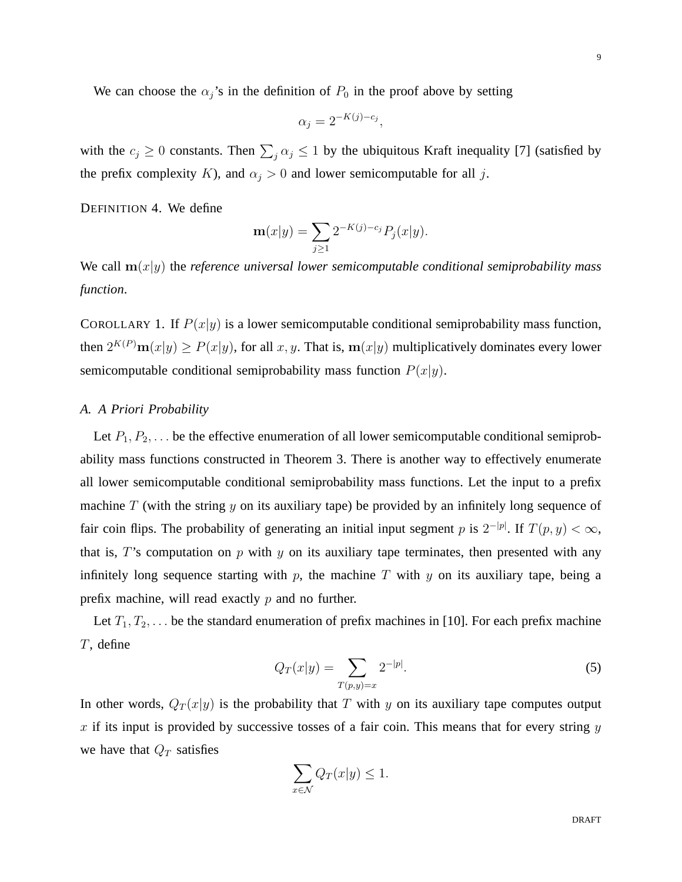We can choose the $\alpha_j$'s in the definition of $P_0$ in the proof above by setting

$$\alpha_j = 2^{-K(j)-c_j},$$

with the $c_j \geq 0$ constants. Then $\sum_j \alpha_j \leq 1$ by the ubiquitous Kraft inequality [7] (satisfied by the prefix complexity $K$), and $\alpha_j > 0$ and lower semicomputable for all $j$.

DEFINITION 4. We define

$$\mathbf{m}(x|y) = \sum_{j \geq 1} 2^{-K(j)-c_j} P_j(x|y).$$

We call $\mathbf{m}(x|y)$ the *reference universal lower semicomputable conditional semiprobability mass function*.

COROLLARY 1. If $P(x|y)$ is a lower semicomputable conditional semiprobability mass function, then $2^{K(P)}\mathbf{m}(x|y) \geq P(x|y)$, for all $x, y$. That is, $\mathbf{m}(x|y)$ multiplicatively dominates every lower semicomputable conditional semiprobability mass function $P(x|y)$.

### A. A Priori Probability

Let $P_1, P_2, \ldots$ be the effective enumeration of all lower semicomputable conditional semiprobability mass functions constructed in Theorem 3. There is another way to effectively enumerate all lower semicomputable conditional semiprobability mass functions. Let the input to a prefix machine $T$ (with the string $y$ on its auxiliary tape) be provided by an infinitely long sequence of fair coin flips. The probability of generating an initial input segment $p$ is $2^{-|p|}$. If $T(p, y) < \infty$, that is, $T$'s computation on $p$ with $y$ on its auxiliary tape terminates, then presented with any infinitely long sequence starting with $p$, the machine $T$ with $y$ on its auxiliary tape, being a prefix machine, will read exactly $p$ and no further.

Let $T_1, T_2, \ldots$ be the standard enumeration of prefix machines in [10]. For each prefix machine $T$, define

$$Q_T(x|y) = \sum_{T(p,y)=x} 2^{-|p|}. \tag{5}$$

In other words, $Q_T(x|y)$ is the probability that $T$ with $y$ on its auxiliary tape computes output $x$ if its input is provided by successive tosses of a fair coin. This means that for every string $y$ we have that $Q_T$ satisfies

$$\sum_{x \in \mathcal{N}} Q_T(x|y) \leq 1.$$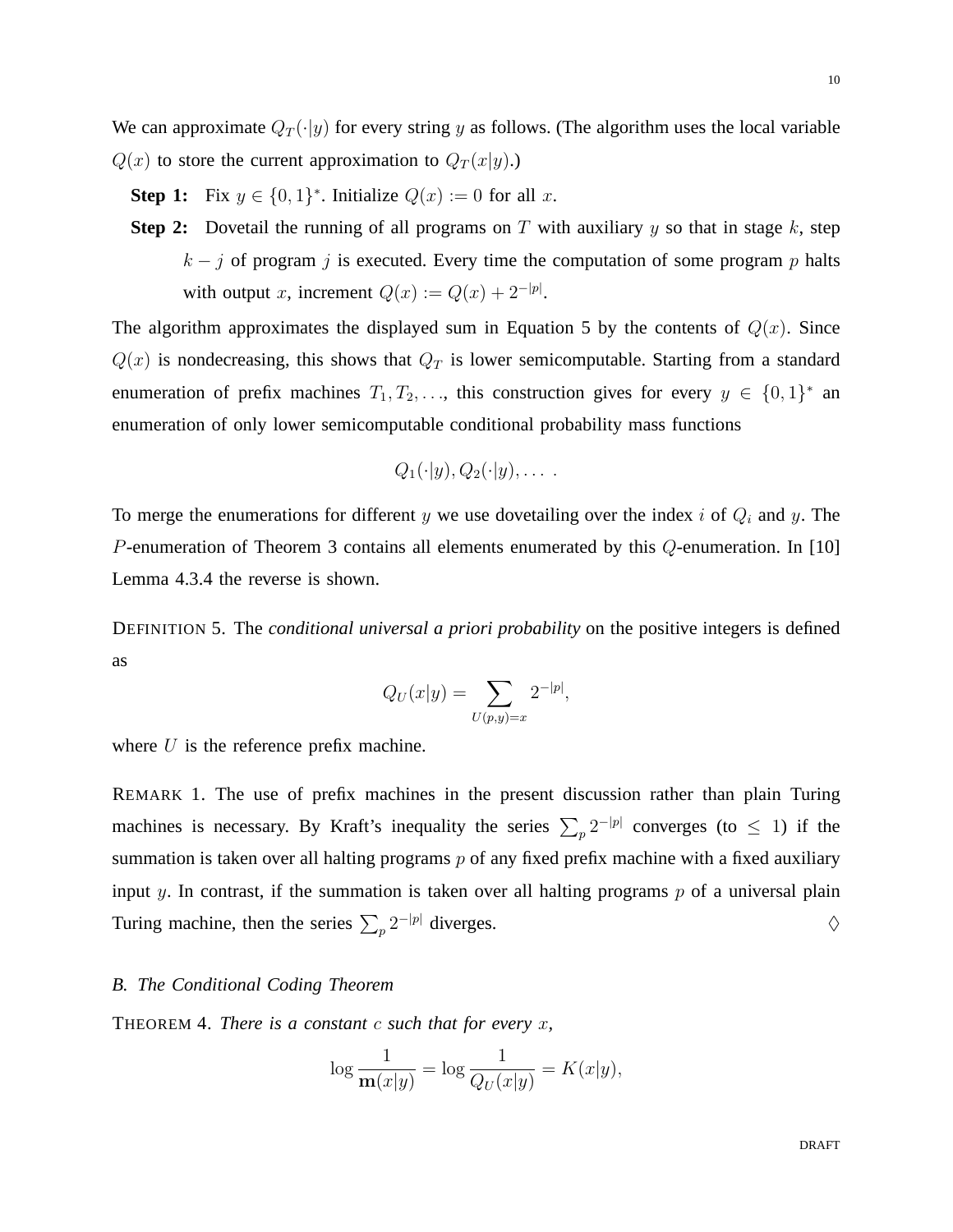We can approximate $Q_T(\cdot|y)$ for every string $y$ as follows. (The algorithm uses the local variable $Q(x)$ to store the current approximation to $Q_T(x|y)$.)

**Step 1:** Fix $y \in \{0,1\}^*$. Initialize $Q(x) := 0$ for all $x$.

**Step 2:** Dovetail the running of all programs on $T$ with auxiliary $y$ so that in stage $k$, step $k - j$ of program $j$ is executed. Every time the computation of some program $p$ halts with output $x$, increment $Q(x) := Q(x) + 2^{-|p|}$.

The algorithm approximates the displayed sum in Equation 5 by the contents of $Q(x)$. Since $Q(x)$ is nondecreasing, this shows that $Q_T$ is lower semicomputable. Starting from a standard enumeration of prefix machines $T_1, T_2, \ldots$, this construction gives for every $y \in \{0,1\}^*$ an enumeration of only lower semicomputable conditional probability mass functions

$$Q_1(\cdot|y), Q_2(\cdot|y), \ldots \ .$$

To merge the enumerations for different $y$ we use dovetailing over the index $i$ of $Q_i$ and $y$. The $P$-enumeration of Theorem 3 contains all elements enumerated by this $Q$-enumeration. In [10] Lemma 4.3.4 the reverse is shown.

DEFINITION 5. The *conditional universal a priori probability* on the positive integers is defined as

$$Q_U(x|y) = \sum_{U(p,y)=x} 2^{-|p|},$$

where $U$ is the reference prefix machine.

REMARK 1. The use of prefix machines in the present discussion rather than plain Turing machines is necessary. By Kraft's inequality the series $\sum_p 2^{-|p|}$ converges (to $\leq 1$) if the summation is taken over all halting programs $p$ of any fixed prefix machine with a fixed auxiliary input $y$. In contrast, if the summation is taken over all halting programs $p$ of a universal plain Turing machine, then the series $\sum_p 2^{-|p|}$ diverges. $\Diamond$

### *B. The Conditional Coding Theorem*

THEOREM 4. *There is a constant $c$ such that for every $x$,*

$$\log \frac{1}{\mathbf{m}(x|y)} = \log \frac{1}{Q_U(x|y)} = K(x|y),$$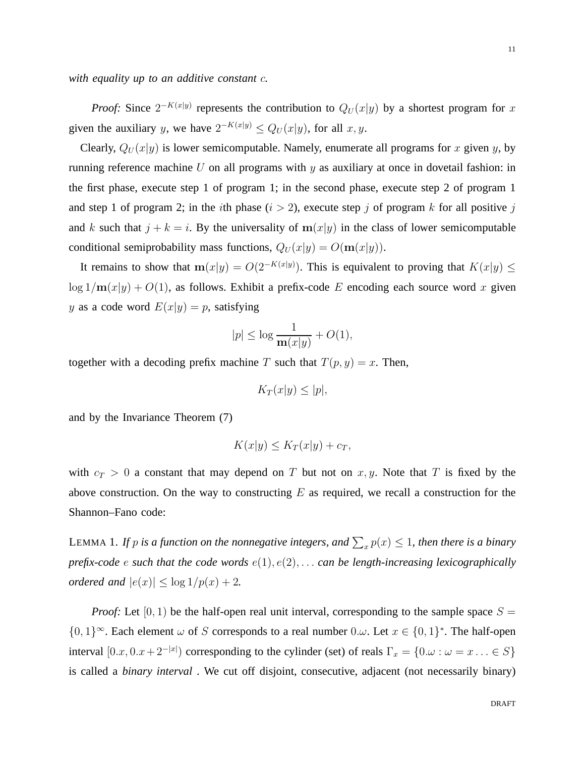*with equality up to an additive constant $c$.*

*Proof:* Since $2^{-K(x|y)}$ represents the contribution to $Q_U(x|y)$ by a shortest program for $x$ given the auxiliary $y$, we have $2^{-K(x|y)} \leq Q_U(x|y)$, for all $x, y$.

Clearly, $Q_U(x|y)$ is lower semicomputable. Namely, enumerate all programs for $x$ given $y$, by running reference machine $U$ on all programs with $y$ as auxiliary at once in dovetail fashion: in the first phase, execute step 1 of program 1; in the second phase, execute step 2 of program 1 and step 1 of program 2; in the $i$th phase ($i > 2$), execute step $j$ of program $k$ for all positive $j$ and $k$ such that $j + k = i$. By the universality of $\mathbf{m}(x|y)$ in the class of lower semicomputable conditional semiprobability mass functions, $Q_U(x|y) = O(\mathbf{m}(x|y))$.

It remains to show that $\mathbf{m}(x|y) = O(2^{-K(x|y)})$. This is equivalent to proving that $K(x|y) \leq \log 1/\mathbf{m}(x|y) + O(1)$, as follows. Exhibit a prefix-code $E$ encoding each source word $x$ given $y$ as a code word $E(x|y) = p$, satisfying

$$|p| \leq \log \frac{1}{\mathbf{m}(x|y)} + O(1),$$

together with a decoding prefix machine $T$ such that $T(p, y) = x$. Then,

$$K_T(x|y) \leq |p|,$$

and by the Invariance Theorem (7)

$$K(x|y) \leq K_T(x|y) + c_T,$$

with $c_T > 0$ a constant that may depend on $T$ but not on $x, y$. Note that $T$ is fixed by the above construction. On the way to constructing $E$ as required, we recall a construction for the Shannon–Fano code:

LEMMA 1. *If $p$ is a function on the nonnegative integers, and $\sum_x p(x) \leq 1$, then there is a binary prefix-code $e$ such that the code words $e(1), e(2), \ldots$ can be length-increasing lexicographically ordered and $|e(x)| \leq \log 1/p(x) + 2$.*

*Proof:* Let $[0, 1)$ be the half-open real unit interval, corresponding to the sample space $S = \{0, 1\}^\infty$. Each element $\omega$ of $S$ corresponds to a real number $0.\omega$. Let $x \in \{0, 1\}^*$. The half-open interval $[0.x, 0.x + 2^{-|x|})$ corresponding to the cylinder (set) of reals $\Gamma_x = \{0.\omega : \omega = x \ldots \in S\}$ is called a *binary interval* . We cut off disjoint, consecutive, adjacent (not necessarily binary)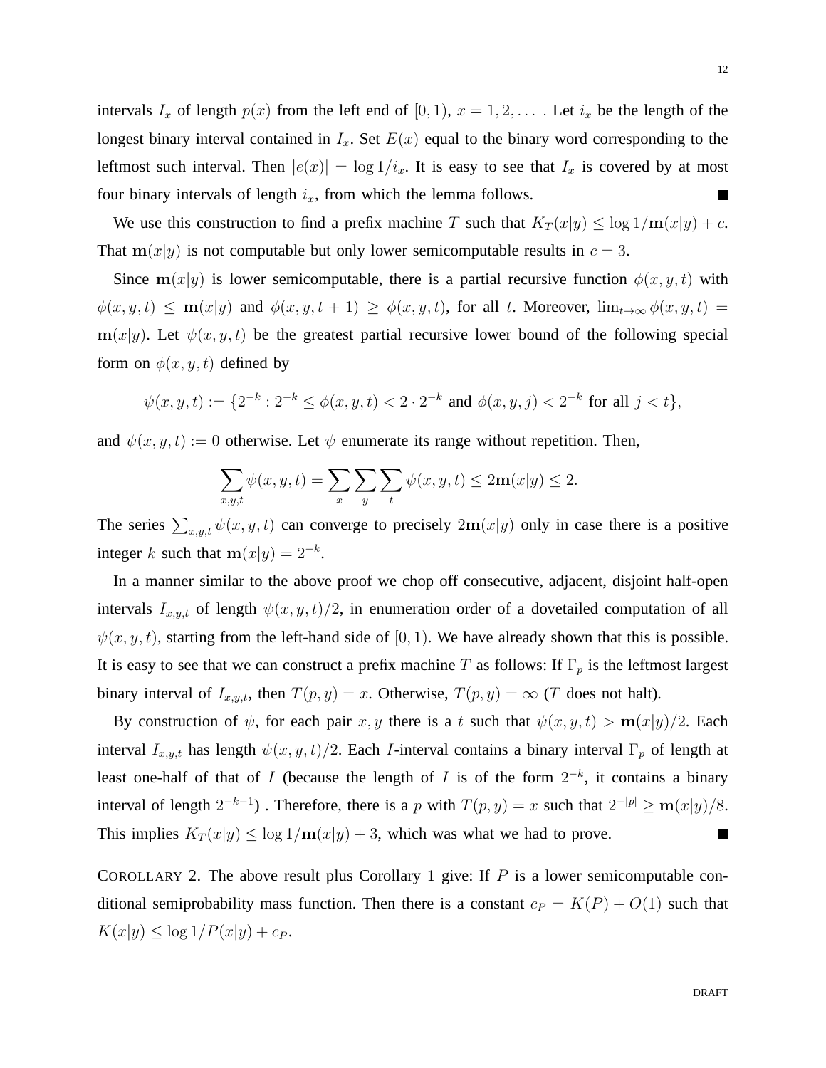intervals $I_x$ of length $p(x)$ from the left end of $[0, 1)$, $x = 1, 2, \ldots$ . Let $i_x$ be the length of the longest binary interval contained in $I_x$. Set $E(x)$ equal to the binary word corresponding to the leftmost such interval. Then $|e(x)| = \log 1/i_x$. It is easy to see that $I_x$ is covered by at most four binary intervals of length $i_x$, from which the lemma follows. ■

We use this construction to find a prefix machine $T$ such that $K_T(x|y) \leq \log 1/\mathbf{m}(x|y) + c$. That $\mathbf{m}(x|y)$ is not computable but only lower semicomputable results in $c = 3$.

Since $\mathbf{m}(x|y)$ is lower semicomputable, there is a partial recursive function $\phi(x, y, t)$ with $\phi(x, y, t) \leq \mathbf{m}(x|y)$ and $\phi(x, y, t + 1) \geq \phi(x, y, t)$, for all $t$. Moreover, $\lim_{t\to\infty} \phi(x, y, t) = \mathbf{m}(x|y)$. Let $\psi(x, y, t)$ be the greatest partial recursive lower bound of the following special form on $\phi(x, y, t)$ defined by

$$\psi(x, y, t) := \{2^{-k} : 2^{-k} \leq \phi(x, y, t) < 2 \cdot 2^{-k} \text{ and } \phi(x, y, j) < 2^{-k} \text{ for all } j < t\},$$

and $\psi(x, y, t) := 0$ otherwise. Let $\psi$ enumerate its range without repetition. Then,

$$\sum_{x,y,t} \psi(x, y, t) = \sum_{x} \sum_{y} \sum_{t} \psi(x, y, t) \leq 2\mathbf{m}(x|y) \leq 2.$$

The series $\sum_{x,y,t} \psi(x, y, t)$ can converge to precisely $2\mathbf{m}(x|y)$ only in case there is a positive integer $k$ such that $\mathbf{m}(x|y) = 2^{-k}$.

In a manner similar to the above proof we chop off consecutive, adjacent, disjoint half-open intervals $I_{x,y,t}$ of length $\psi(x, y, t)/2$, in enumeration order of a dovetailed computation of all $\psi(x, y, t)$, starting from the left-hand side of $[0, 1)$. We have already shown that this is possible. It is easy to see that we can construct a prefix machine $T$ as follows: If $\Gamma_p$ is the leftmost largest binary interval of $I_{x,y,t}$, then $T(p, y) = x$. Otherwise, $T(p, y) = \infty$ ($T$ does not halt).

By construction of $\psi$, for each pair $x, y$ there is a $t$ such that $\psi(x, y, t) > \mathbf{m}(x|y)/2$. Each interval $I_{x,y,t}$ has length $\psi(x, y, t)/2$. Each $I$-interval contains a binary interval $\Gamma_p$ of length at least one-half of that of $I$ (because the length of $I$ is of the form $2^{-k}$, it contains a binary interval of length $2^{-k-1}$) . Therefore, there is a $p$ with $T(p, y) = x$ such that $2^{-|p|} \geq \mathbf{m}(x|y)/8$. This implies $K_T(x|y) \leq \log 1/\mathbf{m}(x|y) + 3$, which was what we had to prove. ■

COROLLARY 2. The above result plus Corollary 1 give: If $P$ is a lower semicomputable conditional semiprobability mass function. Then there is a constant $c_P = K(P) + O(1)$ such that $K(x|y) \leq \log 1/P(x|y) + c_P$.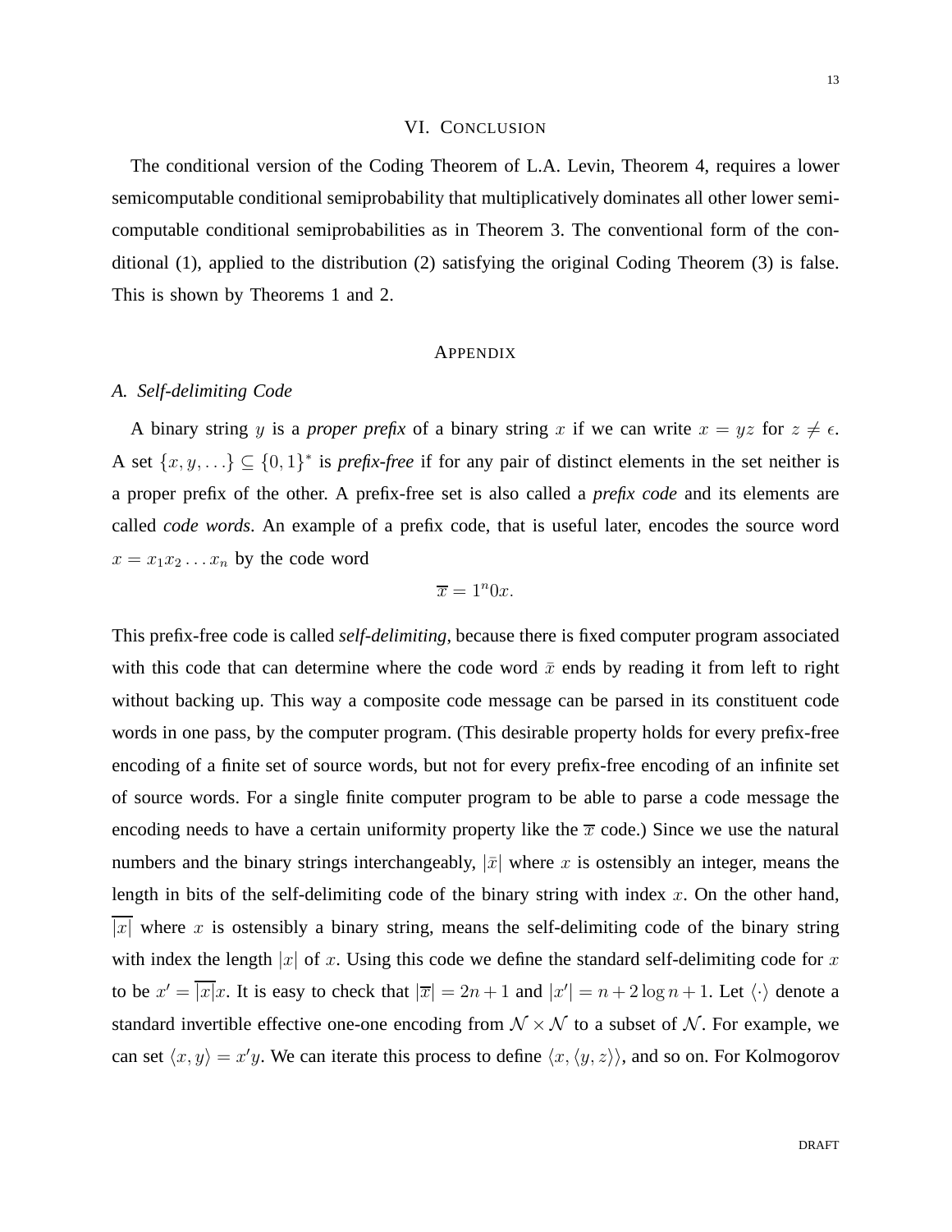## VI. Conclusion

The conditional version of the Coding Theorem of L.A. Levin, Theorem 4, requires a lower semicomputable conditional semiprobability that multiplicatively dominates all other lower semicomputable conditional semiprobabilities as in Theorem 3. The conventional form of the conditional (1), applied to the distribution (2) satisfying the original Coding Theorem (3) is false. This is shown by Theorems 1 and 2.

## Appendix

### A. Self-delimiting Code

A binary string $y$ is a *proper prefix* of a binary string $x$ if we can write $x = yz$ for $z \neq \epsilon$. A set $\{x, y, \ldots\} \subseteq \{0,1\}^*$ is *prefix-free* if for any pair of distinct elements in the set neither is a proper prefix of the other. A prefix-free set is also called a *prefix code* and its elements are called *code words*. An example of a prefix code, that is useful later, encodes the source word $x = x_1 x_2 \ldots x_n$ by the code word

$$\overline{x} = 1^n 0 x.$$

This prefix-free code is called *self-delimiting*, because there is fixed computer program associated with this code that can determine where the code word $\bar{x}$ ends by reading it from left to right without backing up. This way a composite code message can be parsed in its constituent code words in one pass, by the computer program. (This desirable property holds for every prefix-free encoding of a finite set of source words, but not for every prefix-free encoding of an infinite set of source words. For a single finite computer program to be able to parse a code message the encoding needs to have a certain uniformity property like the $\overline{x}$ code.) Since we use the natural numbers and the binary strings interchangeably, $|\bar{x}|$ where $x$ is ostensibly an integer, means the length in bits of the self-delimiting code of the binary string with index $x$. On the other hand, $\overline{|x|}$ where $x$ is ostensibly a binary string, means the self-delimiting code of the binary string with index the length $|x|$ of $x$. Using this code we define the standard self-delimiting code for $x$ to be $x' = \overline{|x|}x$. It is easy to check that $|\overline{x}| = 2n + 1$ and $|x'| = n + 2\log n + 1$. Let $\langle \cdot \rangle$ denote a standard invertible effective one-one encoding from $\mathcal{N} \times \mathcal{N}$ to a subset of $\mathcal{N}$. For example, we can set $\langle x, y \rangle = x'y$. We can iterate this process to define $\langle x, \langle y, z \rangle \rangle$, and so on. For Kolmogorov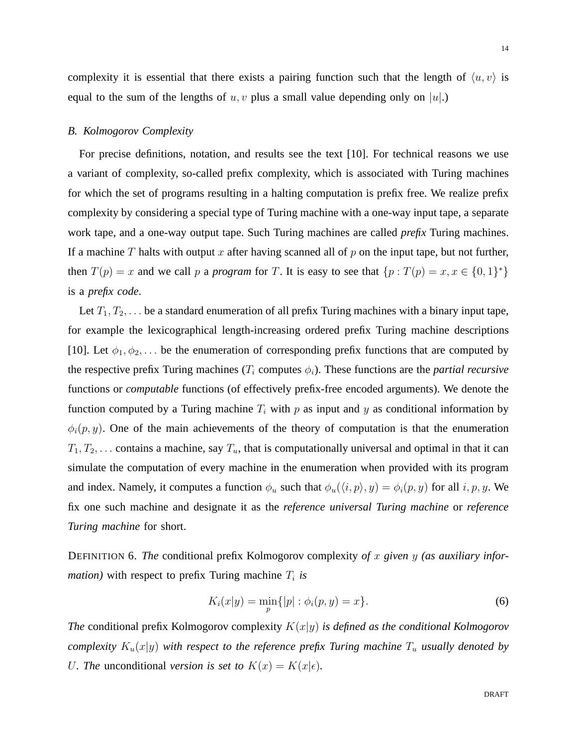complexity it is essential that there exists a pairing function such that the length of $\langle u, v \rangle$ is equal to the sum of the lengths of $u, v$ plus a small value depending only on $|u|$.)

### *B. Kolmogorov Complexity*

For precise definitions, notation, and results see the text [10]. For technical reasons we use a variant of complexity, so-called prefix complexity, which is associated with Turing machines for which the set of programs resulting in a halting computation is prefix free. We realize prefix complexity by considering a special type of Turing machine with a one-way input tape, a separate work tape, and a one-way output tape. Such Turing machines are called *prefix* Turing machines. If a machine $T$ halts with output $x$ after having scanned all of $p$ on the input tape, but not further, then $T(p) = x$ and we call $p$ a *program* for $T$. It is easy to see that $\{p : T(p) = x, x \in \{0,1\}^*\}$ is a *prefix code*.

Let $T_1, T_2, \ldots$ be a standard enumeration of all prefix Turing machines with a binary input tape, for example the lexicographical length-increasing ordered prefix Turing machine descriptions [10]. Let $\phi_1, \phi_2, \ldots$ be the enumeration of corresponding prefix functions that are computed by the respective prefix Turing machines ($T_i$ computes $\phi_i$). These functions are the *partial recursive* functions or *computable* functions (of effectively prefix-free encoded arguments). We denote the function computed by a Turing machine $T_i$ with $p$ as input and $y$ as conditional information by $\phi_i(p, y)$. One of the main achievements of the theory of computation is that the enumeration $T_1, T_2, \ldots$ contains a machine, say $T_u$, that is computationally universal and optimal in that it can simulate the computation of every machine in the enumeration when provided with its program and index. Namely, it computes a function $\phi_u$ such that $\phi_u(\langle i, p \rangle, y) = \phi_i(p, y)$ for all $i, p, y$. We fix one such machine and designate it as the *reference universal Turing machine* or *reference Turing machine* for short.

DEFINITION 6. *The* conditional prefix Kolmogorov complexity *of $x$ given $y$ (as auxiliary information)* with respect to prefix Turing machine $T_i$ *is*

$$K_i(x|y) = \min_p \{|p| : \phi_i(p, y) = x\}. \tag{6}$$

*The* conditional prefix Kolmogorov complexity $K(x|y)$ *is defined as the conditional Kolmogorov complexity $K_u(x|y)$ with respect to the reference prefix Turing machine $T_u$ usually denoted by $U$. The* unconditional *version is set to $K(x) = K(x|\epsilon)$.*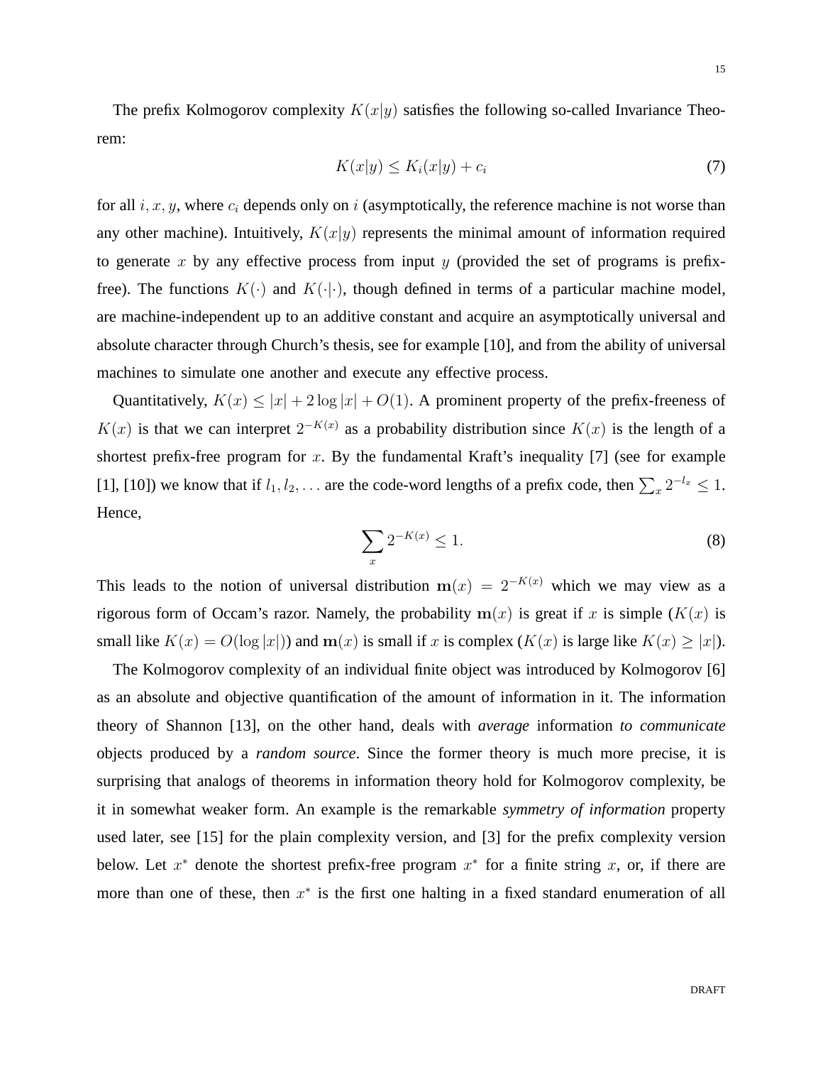The prefix Kolmogorov complexity $K(x|y)$ satisfies the following so-called Invariance Theorem:

$$K(x|y) \leq K_i(x|y) + c_i \tag{7}$$

for all $i, x, y$, where $c_i$ depends only on $i$ (asymptotically, the reference machine is not worse than any other machine). Intuitively, $K(x|y)$ represents the minimal amount of information required to generate $x$ by any effective process from input $y$ (provided the set of programs is prefix-free). The functions $K(\cdot)$ and $K(\cdot|\cdot)$, though defined in terms of a particular machine model, are machine-independent up to an additive constant and acquire an asymptotically universal and absolute character through Church's thesis, see for example [10], and from the ability of universal machines to simulate one another and execute any effective process.

Quantitatively, $K(x) \leq |x| + 2 \log |x| + O(1)$. A prominent property of the prefix-freeness of $K(x)$ is that we can interpret $2^{-K(x)}$ as a probability distribution since $K(x)$ is the length of a shortest prefix-free program for $x$. By the fundamental Kraft's inequality [7] (see for example [1], [10]) we know that if $l_1, l_2, \ldots$ are the code-word lengths of a prefix code, then $\sum_x 2^{-l_x} \leq 1$. Hence,

$$\sum_x 2^{-K(x)} \leq 1. \tag{8}$$

This leads to the notion of universal distribution $\mathbf{m}(x) = 2^{-K(x)}$ which we may view as a rigorous form of Occam's razor. Namely, the probability $\mathbf{m}(x)$ is great if $x$ is simple ($K(x)$ is small like $K(x) = O(\log |x|)$) and $\mathbf{m}(x)$ is small if $x$ is complex ($K(x)$ is large like $K(x) \geq |x|$).

The Kolmogorov complexity of an individual finite object was introduced by Kolmogorov [6] as an absolute and objective quantification of the amount of information in it. The information theory of Shannon [13], on the other hand, deals with *average* information *to communicate* objects produced by a *random source*. Since the former theory is much more precise, it is surprising that analogs of theorems in information theory hold for Kolmogorov complexity, be it in somewhat weaker form. An example is the remarkable *symmetry of information* property used later, see [15] for the plain complexity version, and [3] for the prefix complexity version below. Let $x^*$ denote the shortest prefix-free program $x^*$ for a finite string $x$, or, if there are more than one of these, then $x^*$ is the first one halting in a fixed standard enumeration of all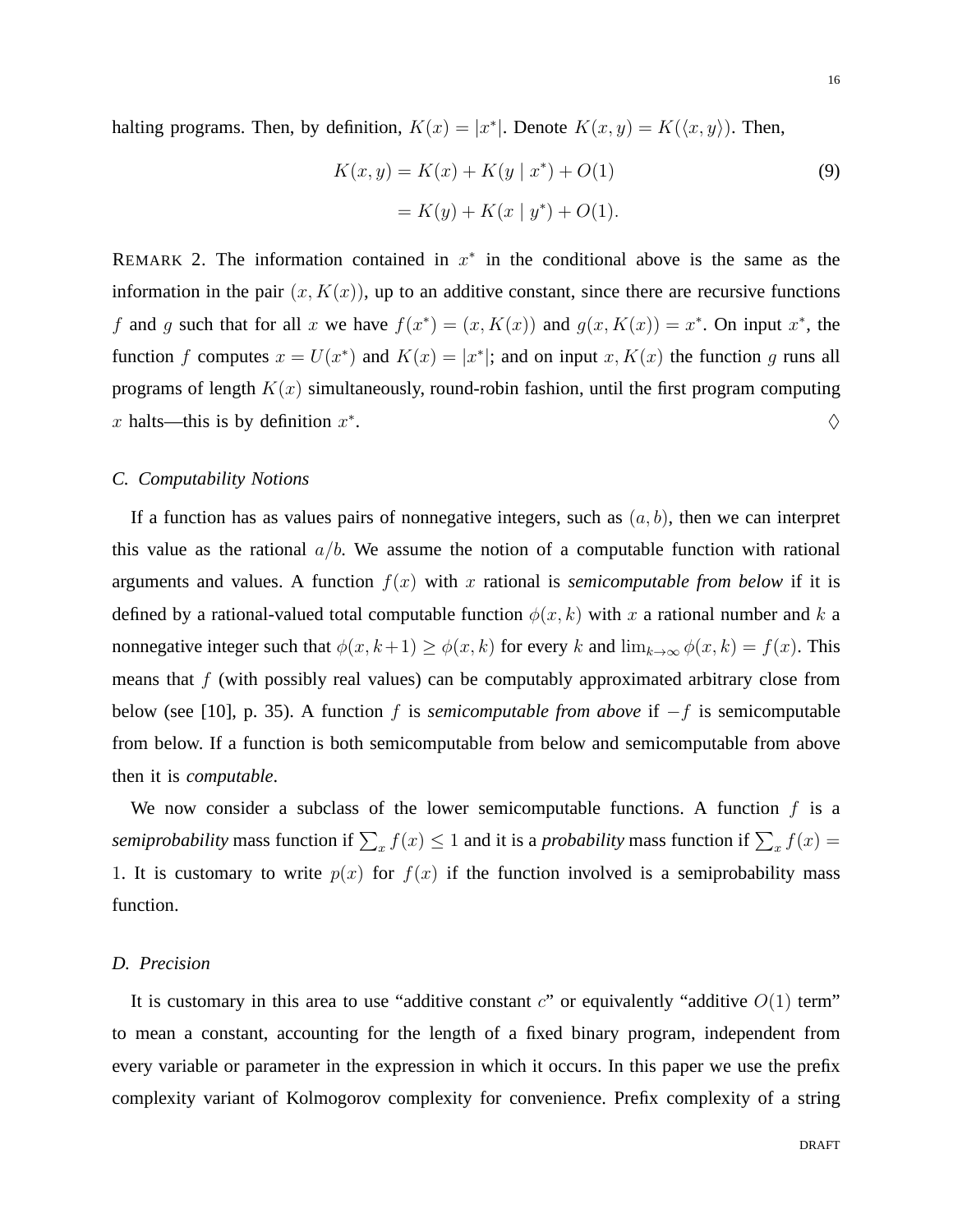halting programs. Then, by definition, $K(x) = |x^*|$. Denote $K(x,y) = K(\langle x, y \rangle)$. Then,

$$
\begin{aligned}
K(x,y) &= K(x) + K(y \mid x^*) + O(1) \qquad (9)\\
&= K(y) + K(x \mid y^*) + O(1).
\end{aligned}
$$

REMARK 2. The information contained in $x^*$ in the conditional above is the same as the information in the pair $(x, K(x))$, up to an additive constant, since there are recursive functions $f$ and $g$ such that for all $x$ we have $f(x^*) = (x, K(x))$ and $g(x, K(x)) = x^*$. On input $x^*$, the function $f$ computes $x = U(x^*)$ and $K(x) = |x^*|$; and on input $x, K(x)$ the function $g$ runs all programs of length $K(x)$ simultaneously, round-robin fashion, until the first program computing $x$ halts—this is by definition $x^*$. $\Diamond$

### C. Computability Notions

If a function has as values pairs of nonnegative integers, such as $(a, b)$, then we can interpret this value as the rational $a/b$. We assume the notion of a computable function with rational arguments and values. A function $f(x)$ with $x$ rational is ***semicomputable from below*** if it is defined by a rational-valued total computable function $\phi(x, k)$ with $x$ a rational number and $k$ a nonnegative integer such that $\phi(x, k+1) \geq \phi(x, k)$ for every $k$ and $\lim_{k \to \infty} \phi(x, k) = f(x)$. This means that $f$ (with possibly real values) can be computably approximated arbitrary close from below (see [10], p. 35). A function $f$ is *semicomputable from above* if $-f$ is semicomputable from below. If a function is both semicomputable from below and semicomputable from above then it is *computable*.

We now consider a subclass of the lower semicomputable functions. A function $f$ is a *semiprobability* mass function if $\sum_x f(x) \leq 1$ and it is a *probability* mass function if $\sum_x f(x) = 1$. It is customary to write $p(x)$ for $f(x)$ if the function involved is a semiprobability mass function.

### D. Precision

It is customary in this area to use "additive constant $c$" or equivalently "additive $O(1)$ term" to mean a constant, accounting for the length of a fixed binary program, independent from every variable or parameter in the expression in which it occurs. In this paper we use the prefix complexity variant of Kolmogorov complexity for convenience. Prefix complexity of a string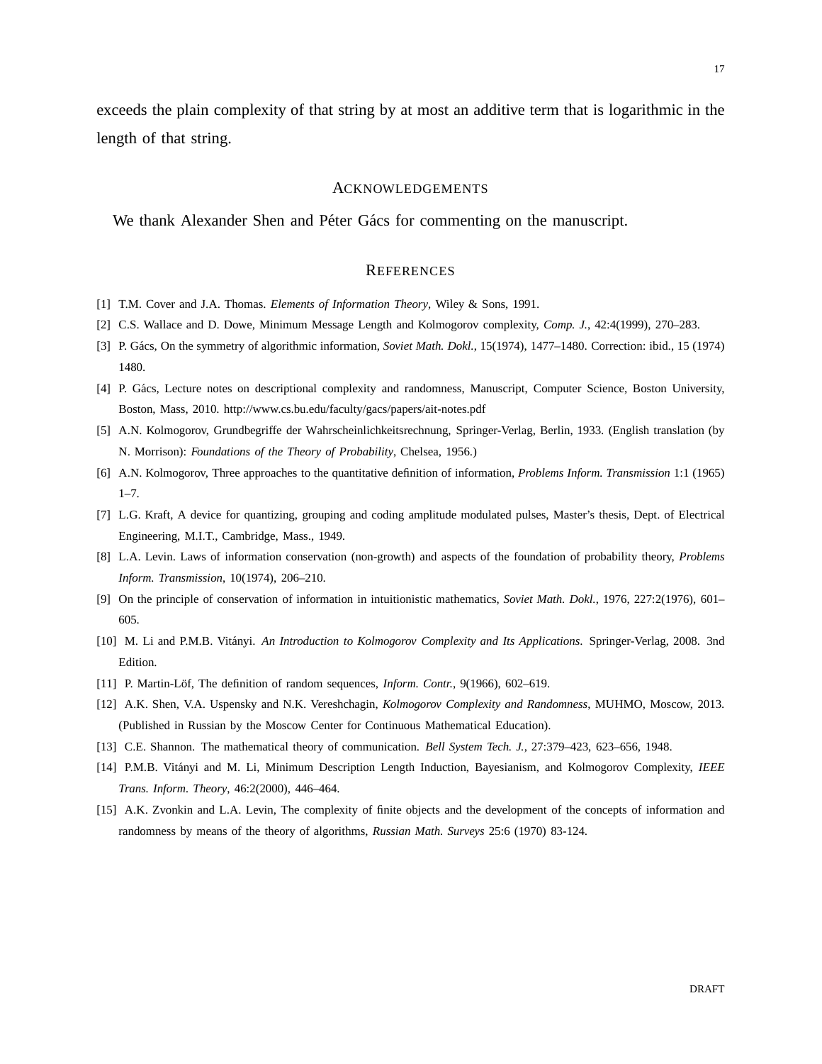exceeds the plain complexity of that string by at most an additive term that is logarithmic in the length of that string.

## Acknowledgements

We thank Alexander Shen and Péter Gács for commenting on the manuscript.

## References

[1] T.M. Cover and J.A. Thomas. *Elements of Information Theory*, Wiley & Sons, 1991.

[2] C.S. Wallace and D. Dowe, Minimum Message Length and Kolmogorov complexity, *Comp. J.*, 42:4(1999), 270–283.

[3] P. Gács, On the symmetry of algorithmic information, *Soviet Math. Dokl.*, 15(1974), 1477–1480. Correction: ibid., 15 (1974) 1480.

[4] P. Gács, Lecture notes on descriptional complexity and randomness, Manuscript, Computer Science, Boston University, Boston, Mass, 2010. http://www.cs.bu.edu/faculty/gacs/papers/ait-notes.pdf

[5] A.N. Kolmogorov, Grundbegriffe der Wahrscheinlichkeitsrechnung, Springer-Verlag, Berlin, 1933. (English translation (by N. Morrison): *Foundations of the Theory of Probability*, Chelsea, 1956.)

[6] A.N. Kolmogorov, Three approaches to the quantitative definition of information, *Problems Inform. Transmission* 1:1 (1965) 1–7.

[7] L.G. Kraft, A device for quantizing, grouping and coding amplitude modulated pulses, Master's thesis, Dept. of Electrical Engineering, M.I.T., Cambridge, Mass., 1949.

[8] L.A. Levin. Laws of information conservation (non-growth) and aspects of the foundation of probability theory, *Problems Inform. Transmission*, 10(1974), 206–210.

[9] On the principle of conservation of information in intuitionistic mathematics, *Soviet Math. Dokl.*, 1976, 227:2(1976), 601–605.

[10] M. Li and P.M.B. Vitányi. *An Introduction to Kolmogorov Complexity and Its Applications*. Springer-Verlag, 2008. 3nd Edition.

[11] P. Martin-Löf, The definition of random sequences, *Inform. Contr.*, 9(1966), 602–619.

[12] A.K. Shen, V.A. Uspensky and N.K. Vereshchagin, *Kolmogorov Complexity and Randomness*, MUHMO, Moscow, 2013. (Published in Russian by the Moscow Center for Continuous Mathematical Education).

[13] C.E. Shannon. The mathematical theory of communication. *Bell System Tech. J.*, 27:379–423, 623–656, 1948.

[14] P.M.B. Vitányi and M. Li, Minimum Description Length Induction, Bayesianism, and Kolmogorov Complexity, *IEEE Trans. Inform. Theory*, 46:2(2000), 446–464.

[15] A.K. Zvonkin and L.A. Levin, The complexity of finite objects and the development of the concepts of information and randomness by means of the theory of algorithms, *Russian Math. Surveys* 25:6 (1970) 83-124.